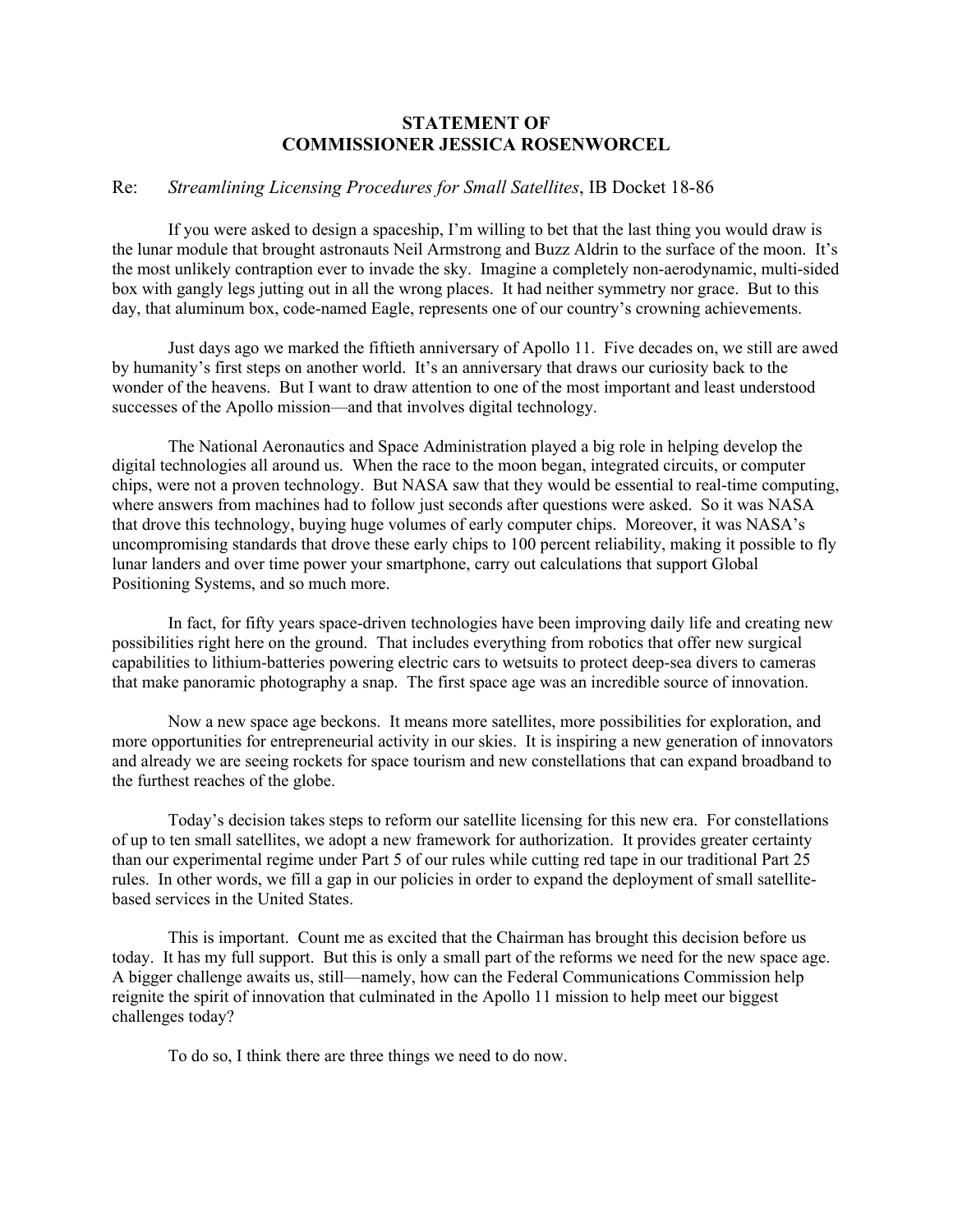# STATEMENT OF
# COMMISSIONER JESSICA ROSENWORCEL

Re: *Streamlining Licensing Procedures for Small Satellites*, IB Docket 18-86

If you were asked to design a spaceship, I'm willing to bet that the last thing you would draw is the lunar module that brought astronauts Neil Armstrong and Buzz Aldrin to the surface of the moon. It's the most unlikely contraption ever to invade the sky. Imagine a completely non-aerodynamic, multi-sided box with gangly legs jutting out in all the wrong places. It had neither symmetry nor grace. But to this day, that aluminum box, code-named Eagle, represents one of our country's crowning achievements.

Just days ago we marked the fiftieth anniversary of Apollo 11. Five decades on, we still are awed by humanity's first steps on another world. It's an anniversary that draws our curiosity back to the wonder of the heavens. But I want to draw attention to one of the most important and least understood successes of the Apollo mission—and that involves digital technology.

The National Aeronautics and Space Administration played a big role in helping develop the digital technologies all around us. When the race to the moon began, integrated circuits, or computer chips, were not a proven technology. But NASA saw that they would be essential to real-time computing, where answers from machines had to follow just seconds after questions were asked. So it was NASA that drove this technology, buying huge volumes of early computer chips. Moreover, it was NASA's uncompromising standards that drove these early chips to 100 percent reliability, making it possible to fly lunar landers and over time power your smartphone, carry out calculations that support Global Positioning Systems, and so much more.

In fact, for fifty years space-driven technologies have been improving daily life and creating new possibilities right here on the ground. That includes everything from robotics that offer new surgical capabilities to lithium-batteries powering electric cars to wetsuits to protect deep-sea divers to cameras that make panoramic photography a snap. The first space age was an incredible source of innovation.

Now a new space age beckons. It means more satellites, more possibilities for exploration, and more opportunities for entrepreneurial activity in our skies. It is inspiring a new generation of innovators and already we are seeing rockets for space tourism and new constellations that can expand broadband to the furthest reaches of the globe.

Today's decision takes steps to reform our satellite licensing for this new era. For constellations of up to ten small satellites, we adopt a new framework for authorization. It provides greater certainty than our experimental regime under Part 5 of our rules while cutting red tape in our traditional Part 25 rules. In other words, we fill a gap in our policies in order to expand the deployment of small satellite-based services in the United States.

This is important. Count me as excited that the Chairman has brought this decision before us today. It has my full support. But this is only a small part of the reforms we need for the new space age. A bigger challenge awaits us, still—namely, how can the Federal Communications Commission help reignite the spirit of innovation that culminated in the Apollo 11 mission to help meet our biggest challenges today?

To do so, I think there are three things we need to do now.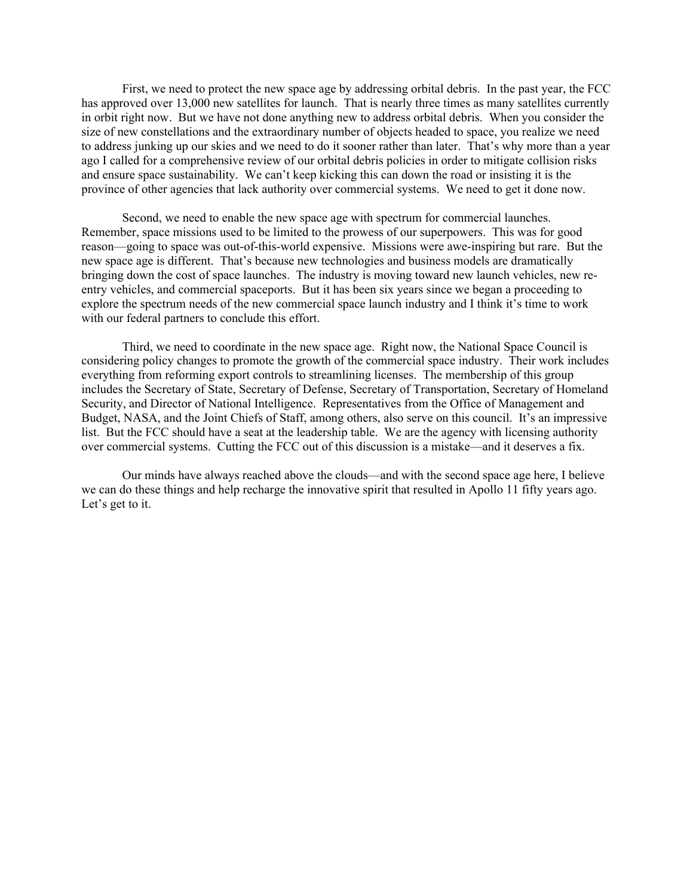First, we need to protect the new space age by addressing orbital debris. In the past year, the FCC has approved over 13,000 new satellites for launch. That is nearly three times as many satellites currently in orbit right now. But we have not done anything new to address orbital debris. When you consider the size of new constellations and the extraordinary number of objects headed to space, you realize we need to address junking up our skies and we need to do it sooner rather than later. That's why more than a year ago I called for a comprehensive review of our orbital debris policies in order to mitigate collision risks and ensure space sustainability. We can't keep kicking this can down the road or insisting it is the province of other agencies that lack authority over commercial systems. We need to get it done now.

Second, we need to enable the new space age with spectrum for commercial launches. Remember, space missions used to be limited to the prowess of our superpowers. This was for good reason—going to space was out-of-this-world expensive. Missions were awe-inspiring but rare. But the new space age is different. That's because new technologies and business models are dramatically bringing down the cost of space launches. The industry is moving toward new launch vehicles, new re-entry vehicles, and commercial spaceports. But it has been six years since we began a proceeding to explore the spectrum needs of the new commercial space launch industry and I think it's time to work with our federal partners to conclude this effort.

Third, we need to coordinate in the new space age. Right now, the National Space Council is considering policy changes to promote the growth of the commercial space industry. Their work includes everything from reforming export controls to streamlining licenses. The membership of this group includes the Secretary of State, Secretary of Defense, Secretary of Transportation, Secretary of Homeland Security, and Director of National Intelligence. Representatives from the Office of Management and Budget, NASA, and the Joint Chiefs of Staff, among others, also serve on this council. It's an impressive list. But the FCC should have a seat at the leadership table. We are the agency with licensing authority over commercial systems. Cutting the FCC out of this discussion is a mistake—and it deserves a fix.

Our minds have always reached above the clouds—and with the second space age here, I believe we can do these things and help recharge the innovative spirit that resulted in Apollo 11 fifty years ago. Let's get to it.